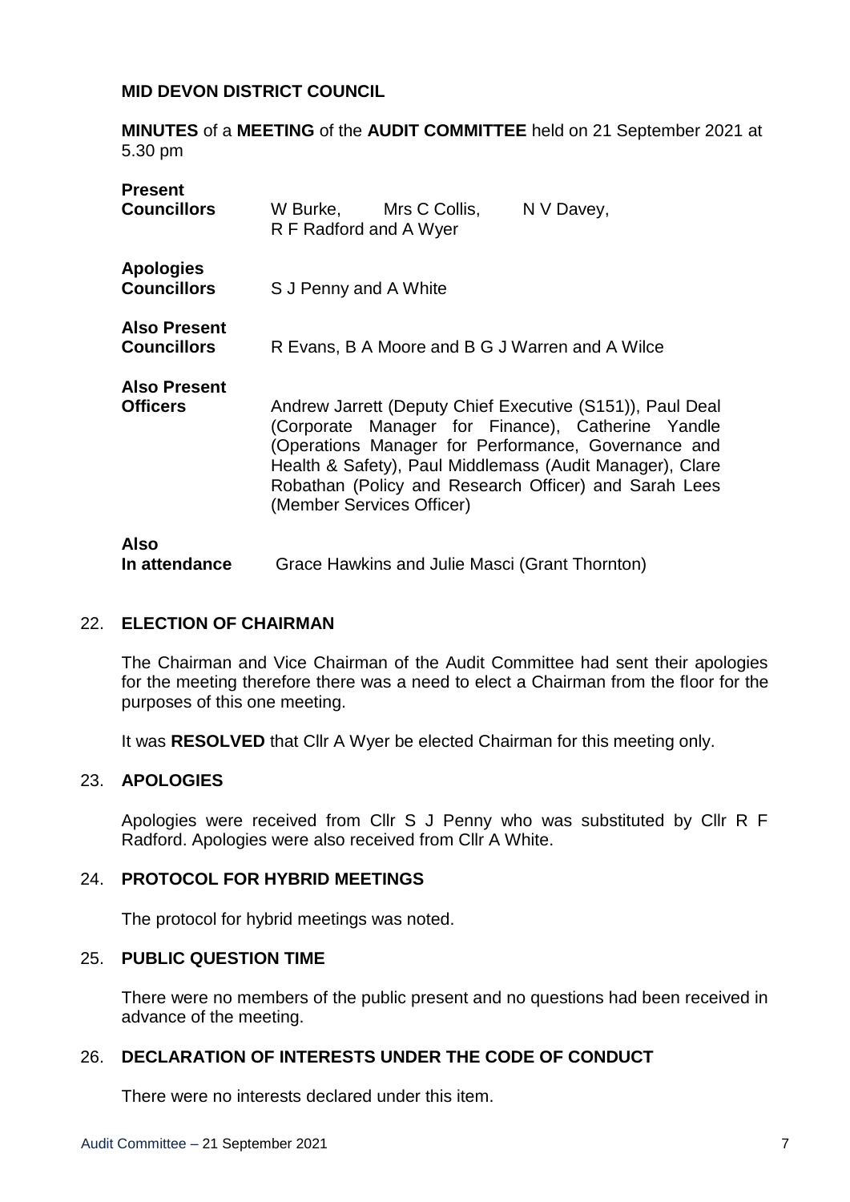**MID DEVON DISTRICT COUNCIL**

**MINUTES** of a **MEETING** of the **AUDIT COMMITTEE** held on 21 September 2021 at 5.30 pm

**Present Councillors** W Burke, Mrs C Collis, N V Davey, R F Radford and A Wyer

**Apologies Councillors** S J Penny and A White

**Also Present Councillors** R Evans, B A Moore and B G J Warren and A Wilce

**Also Present Officers** Andrew Jarrett (Deputy Chief Executive (S151)), Paul Deal (Corporate Manager for Finance), Catherine Yandle (Operations Manager for Performance, Governance and Health & Safety), Paul Middlemass (Audit Manager), Clare Robathan (Policy and Research Officer) and Sarah Lees (Member Services Officer)

**Also In attendance** Grace Hawkins and Julie Masci (Grant Thornton)

## 22. ELECTION OF CHAIRMAN

The Chairman and Vice Chairman of the Audit Committee had sent their apologies for the meeting therefore there was a need to elect a Chairman from the floor for the purposes of this one meeting.

It was **RESOLVED** that Cllr A Wyer be elected Chairman for this meeting only.

## 23. APOLOGIES

Apologies were received from Cllr S J Penny who was substituted by Cllr R F Radford. Apologies were also received from Cllr A White.

## 24. PROTOCOL FOR HYBRID MEETINGS

The protocol for hybrid meetings was noted.

## 25. PUBLIC QUESTION TIME

There were no members of the public present and no questions had been received in advance of the meeting.

## 26. DECLARATION OF INTERESTS UNDER THE CODE OF CONDUCT

There were no interests declared under this item.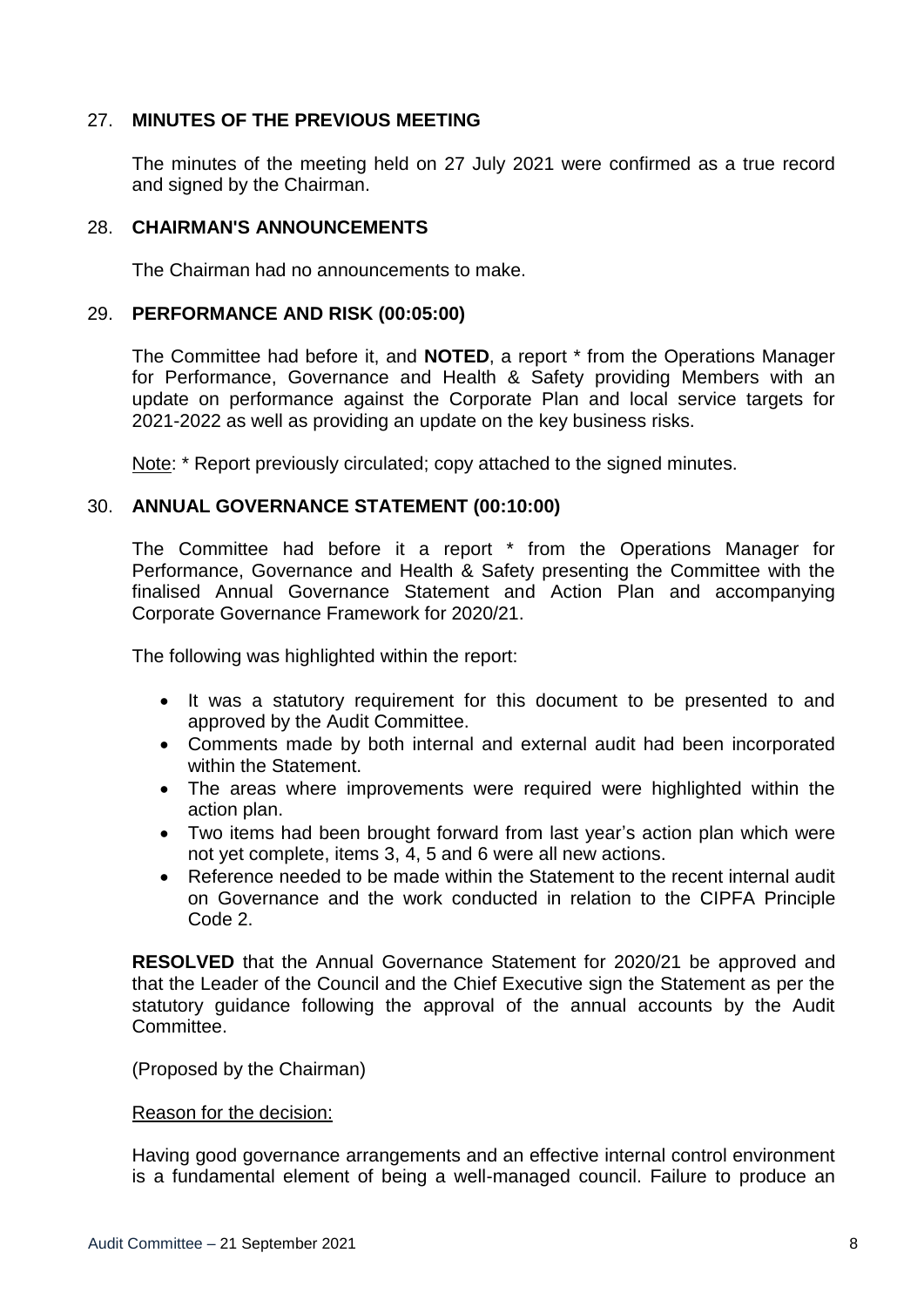## 27. MINUTES OF THE PREVIOUS MEETING

The minutes of the meeting held on 27 July 2021 were confirmed as a true record and signed by the Chairman.

## 28. CHAIRMAN'S ANNOUNCEMENTS

The Chairman had no announcements to make.

## 29. PERFORMANCE AND RISK (00:05:00)

The Committee had before it, and **NOTED**, a report * from the Operations Manager for Performance, Governance and Health & Safety providing Members with an update on performance against the Corporate Plan and local service targets for 2021-2022 as well as providing an update on the key business risks.

<u>Note</u>: * Report previously circulated; copy attached to the signed minutes.

## 30. ANNUAL GOVERNANCE STATEMENT (00:10:00)

The Committee had before it a report * from the Operations Manager for Performance, Governance and Health & Safety presenting the Committee with the finalised Annual Governance Statement and Action Plan and accompanying Corporate Governance Framework for 2020/21.

The following was highlighted within the report:

- It was a statutory requirement for this document to be presented to and approved by the Audit Committee.
- Comments made by both internal and external audit had been incorporated within the Statement.
- The areas where improvements were required were highlighted within the action plan.
- Two items had been brought forward from last year's action plan which were not yet complete, items 3, 4, 5 and 6 were all new actions.
- Reference needed to be made within the Statement to the recent internal audit on Governance and the work conducted in relation to the CIPFA Principle Code 2.

**RESOLVED** that the Annual Governance Statement for 2020/21 be approved and that the Leader of the Council and the Chief Executive sign the Statement as per the statutory guidance following the approval of the annual accounts by the Audit Committee.

(Proposed by the Chairman)

<u>Reason for the decision:</u>

Having good governance arrangements and an effective internal control environment is a fundamental element of being a well-managed council. Failure to produce an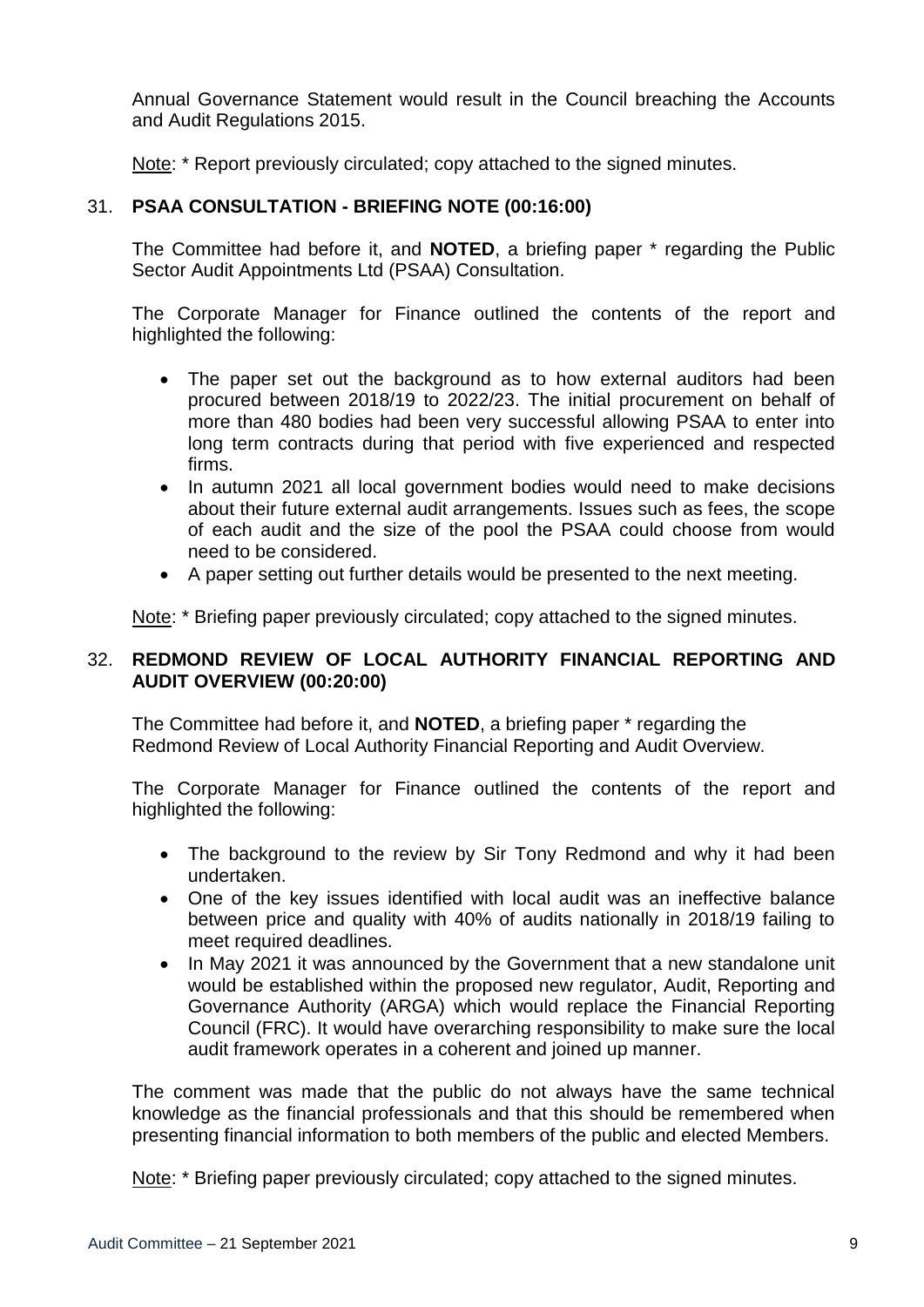Annual Governance Statement would result in the Council breaching the Accounts and Audit Regulations 2015.

Note: * Report previously circulated; copy attached to the signed minutes.

## 31. PSAA CONSULTATION - BRIEFING NOTE (00:16:00)

The Committee had before it, and **NOTED**, a briefing paper * regarding the Public Sector Audit Appointments Ltd (PSAA) Consultation.

The Corporate Manager for Finance outlined the contents of the report and highlighted the following:

- The paper set out the background as to how external auditors had been procured between 2018/19 to 2022/23. The initial procurement on behalf of more than 480 bodies had been very successful allowing PSAA to enter into long term contracts during that period with five experienced and respected firms.
- In autumn 2021 all local government bodies would need to make decisions about their future external audit arrangements. Issues such as fees, the scope of each audit and the size of the pool the PSAA could choose from would need to be considered.
- A paper setting out further details would be presented to the next meeting.

Note: * Briefing paper previously circulated; copy attached to the signed minutes.

## 32. REDMOND REVIEW OF LOCAL AUTHORITY FINANCIAL REPORTING AND AUDIT OVERVIEW (00:20:00)

The Committee had before it, and **NOTED**, a briefing paper * regarding the Redmond Review of Local Authority Financial Reporting and Audit Overview.

The Corporate Manager for Finance outlined the contents of the report and highlighted the following:

- The background to the review by Sir Tony Redmond and why it had been undertaken.
- One of the key issues identified with local audit was an ineffective balance between price and quality with 40% of audits nationally in 2018/19 failing to meet required deadlines.
- In May 2021 it was announced by the Government that a new standalone unit would be established within the proposed new regulator, Audit, Reporting and Governance Authority (ARGA) which would replace the Financial Reporting Council (FRC). It would have overarching responsibility to make sure the local audit framework operates in a coherent and joined up manner.

The comment was made that the public do not always have the same technical knowledge as the financial professionals and that this should be remembered when presenting financial information to both members of the public and elected Members.

Note: * Briefing paper previously circulated; copy attached to the signed minutes.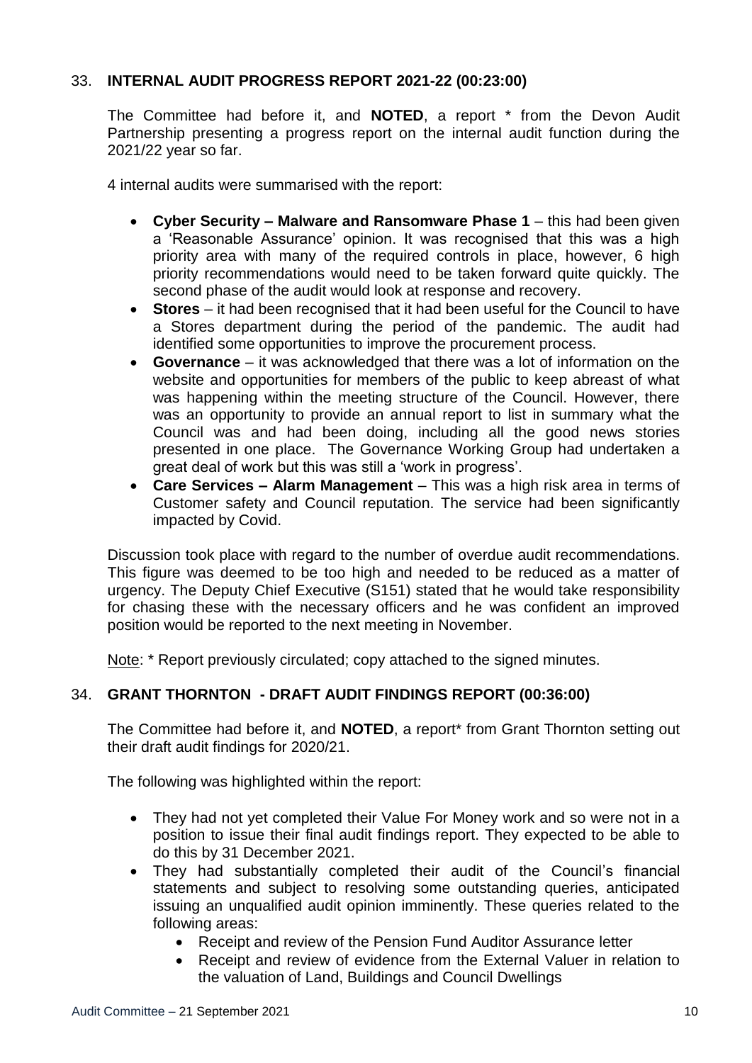## 33. **INTERNAL AUDIT PROGRESS REPORT 2021-22 (00:23:00)**

The Committee had before it, and **NOTED**, a report * from the Devon Audit Partnership presenting a progress report on the internal audit function during the 2021/22 year so far.

4 internal audits were summarised with the report:

- **Cyber Security – Malware and Ransomware Phase 1** – this had been given a 'Reasonable Assurance' opinion. It was recognised that this was a high priority area with many of the required controls in place, however, 6 high priority recommendations would need to be taken forward quite quickly. The second phase of the audit would look at response and recovery.
- **Stores** – it had been recognised that it had been useful for the Council to have a Stores department during the period of the pandemic. The audit had identified some opportunities to improve the procurement process.
- **Governance** – it was acknowledged that there was a lot of information on the website and opportunities for members of the public to keep abreast of what was happening within the meeting structure of the Council. However, there was an opportunity to provide an annual report to list in summary what the Council was and had been doing, including all the good news stories presented in one place. The Governance Working Group had undertaken a great deal of work but this was still a 'work in progress'.
- **Care Services – Alarm Management** – This was a high risk area in terms of Customer safety and Council reputation. The service had been significantly impacted by Covid.

Discussion took place with regard to the number of overdue audit recommendations. This figure was deemed to be too high and needed to be reduced as a matter of urgency. The Deputy Chief Executive (S151) stated that he would take responsibility for chasing these with the necessary officers and he was confident an improved position would be reported to the next meeting in November.

Note: * Report previously circulated; copy attached to the signed minutes.

## 34. **GRANT THORNTON - DRAFT AUDIT FINDINGS REPORT (00:36:00)**

The Committee had before it, and **NOTED**, a report* from Grant Thornton setting out their draft audit findings for 2020/21.

The following was highlighted within the report:

- They had not yet completed their Value For Money work and so were not in a position to issue their final audit findings report. They expected to be able to do this by 31 December 2021.
- They had substantially completed their audit of the Council's financial statements and subject to resolving some outstanding queries, anticipated issuing an unqualified audit opinion imminently. These queries related to the following areas:
    - Receipt and review of the Pension Fund Auditor Assurance letter
    - Receipt and review of evidence from the External Valuer in relation to the valuation of Land, Buildings and Council Dwellings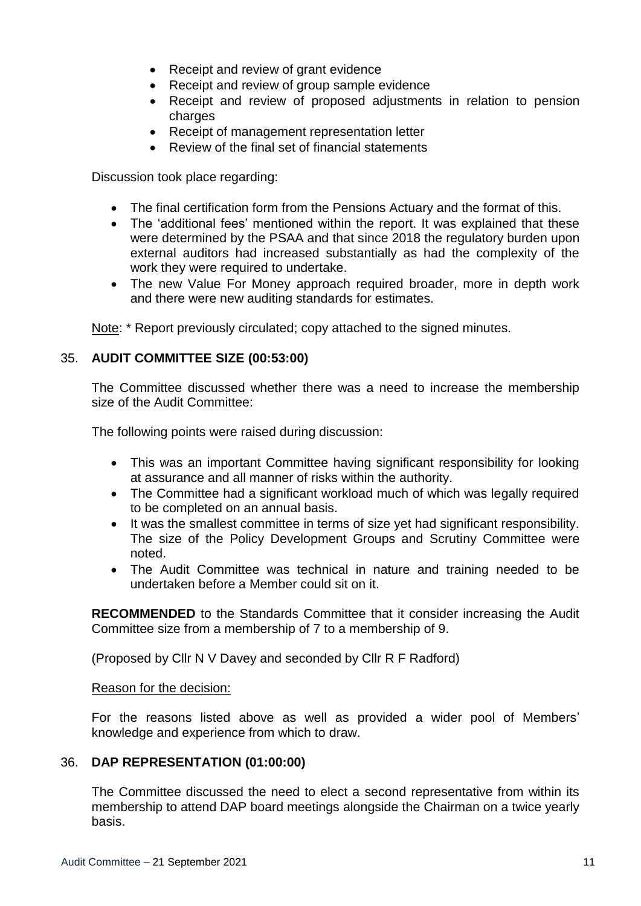- Receipt and review of grant evidence
- Receipt and review of group sample evidence
- Receipt and review of proposed adjustments in relation to pension charges
- Receipt of management representation letter
- Review of the final set of financial statements

Discussion took place regarding:

- The final certification form from the Pensions Actuary and the format of this.
- The 'additional fees' mentioned within the report. It was explained that these were determined by the PSAA and that since 2018 the regulatory burden upon external auditors had increased substantially as had the complexity of the work they were required to undertake.
- The new Value For Money approach required broader, more in depth work and there were new auditing standards for estimates.

Note: * Report previously circulated; copy attached to the signed minutes.

## 35. AUDIT COMMITTEE SIZE (00:53:00)

The Committee discussed whether there was a need to increase the membership size of the Audit Committee:

The following points were raised during discussion:

- This was an important Committee having significant responsibility for looking at assurance and all manner of risks within the authority.
- The Committee had a significant workload much of which was legally required to be completed on an annual basis.
- It was the smallest committee in terms of size yet had significant responsibility. The size of the Policy Development Groups and Scrutiny Committee were noted.
- The Audit Committee was technical in nature and training needed to be undertaken before a Member could sit on it.

**RECOMMENDED** to the Standards Committee that it consider increasing the Audit Committee size from a membership of 7 to a membership of 9.

(Proposed by Cllr N V Davey and seconded by Cllr R F Radford)

Reason for the decision:

For the reasons listed above as well as provided a wider pool of Members' knowledge and experience from which to draw.

## 36. DAP REPRESENTATION (01:00:00)

The Committee discussed the need to elect a second representative from within its membership to attend DAP board meetings alongside the Chairman on a twice yearly basis.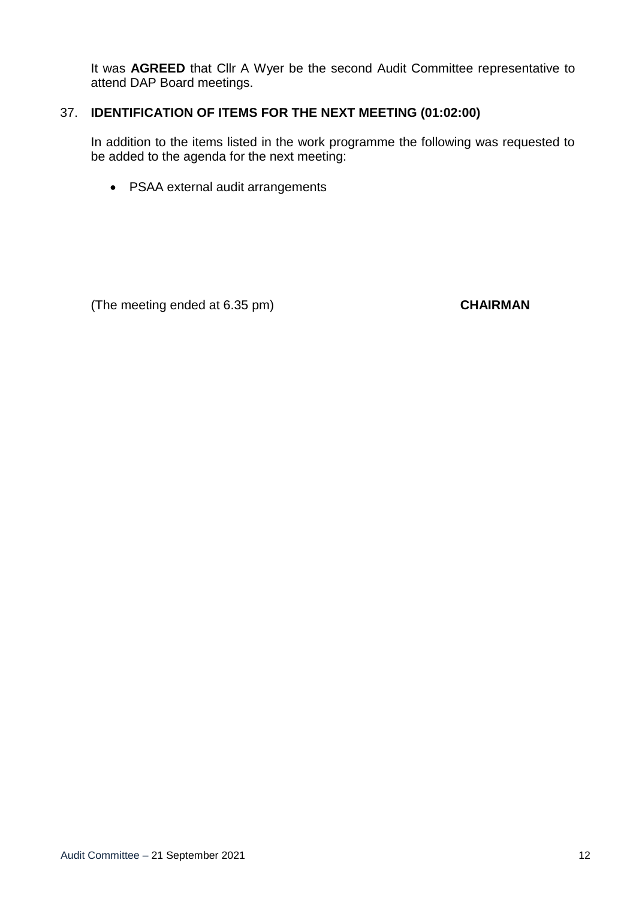It was **AGREED** that Cllr A Wyer be the second Audit Committee representative to attend DAP Board meetings.

## 37. IDENTIFICATION OF ITEMS FOR THE NEXT MEETING (01:02:00)

In addition to the items listed in the work programme the following was requested to be added to the agenda for the next meeting:

- PSAA external audit arrangements

(The meeting ended at 6.35 pm) **CHAIRMAN**